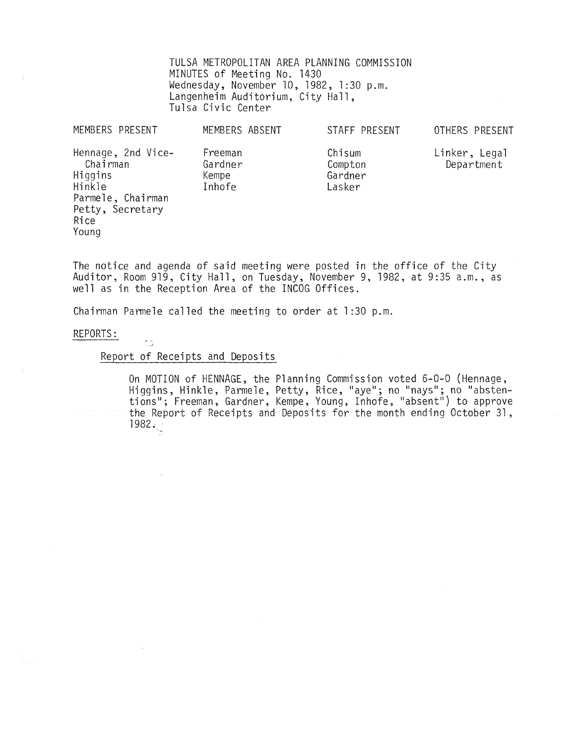TULSA METROPOLITAN AREA PLANNING COMMISSION
MINUTES of Meeting No. 1430
Wednesday, November 10, 1982, 1:30 p.m.
Langenheim Auditorium, City Hall,
Tulsa Civic Center

| MEMBERS PRESENT | MEMBERS ABSENT | STAFF PRESENT | OTHERS PRESENT |
|---|---|---|---|
| Hennage, 2nd Vice-Chairman | Freeman | Chisum | Linker, Legal Department |
| Higgins | Gardner | Compton | |
| Hinkle | Kempe | Gardner | |
| Parmele, Chairman | Inhofe | Lasker | |
| Petty, Secretary | | | |
| Rice | | | |
| Young | | | |

The notice and agenda of said meeting were posted in the office of the City Auditor, Room 919, City Hall, on Tuesday, November 9, 1982, at 9:35 a.m., as well as in the Reception Area of the INCOG Offices.

Chairman Parmele called the meeting to order at 1:30 p.m.

REPORTS:

Report of Receipts and Deposits

On MOTION of HENNAGE, the Planning Commission voted 6-0-0 (Hennage, Higgins, Hinkle, Parmele, Petty, Rice, "aye"; no "nays"; no "abstentions"; Freeman, Gardner, Kempe, Young, Inhofe, "absent") to approve the Report of Receipts and Deposits for the month ending October 31, 1982.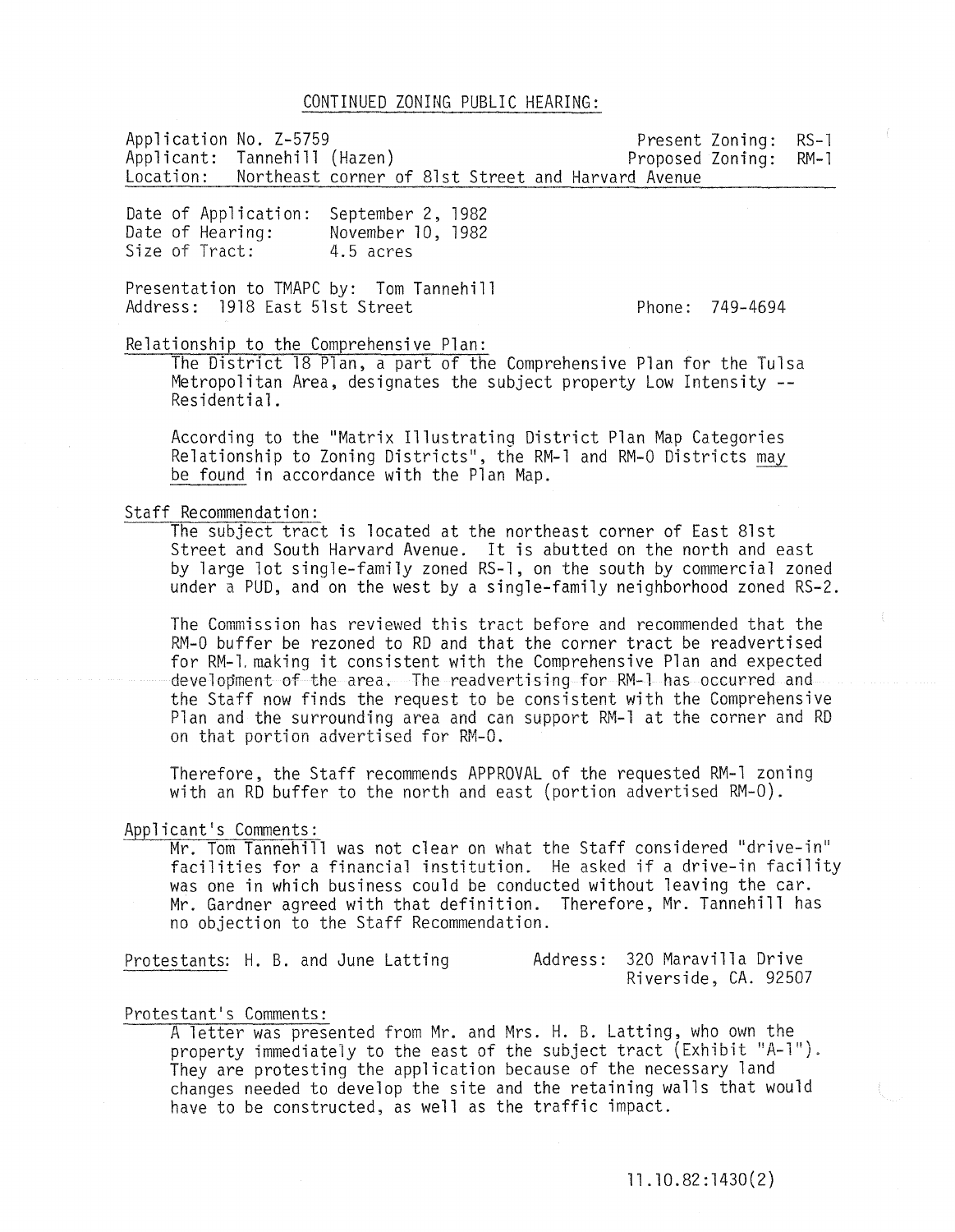## CONTINUED ZONING PUBLIC HEARING:

Application No. Z-5759 Present Zoning: RS-1
Applicant: Tannehill (Hazen) Proposed Zoning: RM-1
Location: Northeast corner of 81st Street and Harvard Avenue

Date of Application: September 2, 1982
Date of Hearing: November 10, 1982
Size of Tract: 4.5 acres

Presentation to TMAPC by: Tom Tannehill
Address: 1918 East 51st Street Phone: 749-4694

Relationship to the Comprehensive Plan:

The District 18 Plan, a part of the Comprehensive Plan for the Tulsa Metropolitan Area, designates the subject property Low Intensity -- Residential.

According to the "Matrix Illustrating District Plan Map Categories Relationship to Zoning Districts", the RM-1 and RM-0 Districts may be found in accordance with the Plan Map.

Staff Recommendation:

The subject tract is located at the northeast corner of East 81st Street and South Harvard Avenue. It is abutted on the north and east by large lot single-family zoned RS-1, on the south by commercial zoned under a PUD, and on the west by a single-family neighborhood zoned RS-2.

The Commission has reviewed this tract before and recommended that the RM-0 buffer be rezoned to RD and that the corner tract be readvertised for RM-1, making it consistent with the Comprehensive Plan and expected development of the area. The readvertising for RM-1 has occurred and the Staff now finds the request to be consistent with the Comprehensive Plan and the surrounding area and can support RM-1 at the corner and RD on that portion advertised for RM-0.

Therefore, the Staff recommends APPROVAL of the requested RM-1 zoning with an RD buffer to the north and east (portion advertised RM-0).

Applicant's Comments:

Mr. Tom Tannehill was not clear on what the Staff considered "drive-in" facilities for a financial institution. He asked if a drive-in facility was one in which business could be conducted without leaving the car. Mr. Gardner agreed with that definition. Therefore, Mr. Tannehill has no objection to the Staff Recommendation.

Protestants: H. B. and June Latting Address: 320 Maravilla Drive Riverside, CA. 92507

Protestant's Comments:

A letter was presented from Mr. and Mrs. H. B. Latting, who own the property immediately to the east of the subject tract (Exhibit "A-1"). They are protesting the application because of the necessary land changes needed to develop the site and the retaining walls that would have to be constructed, as well as the traffic impact.

11.10.82:1430(2)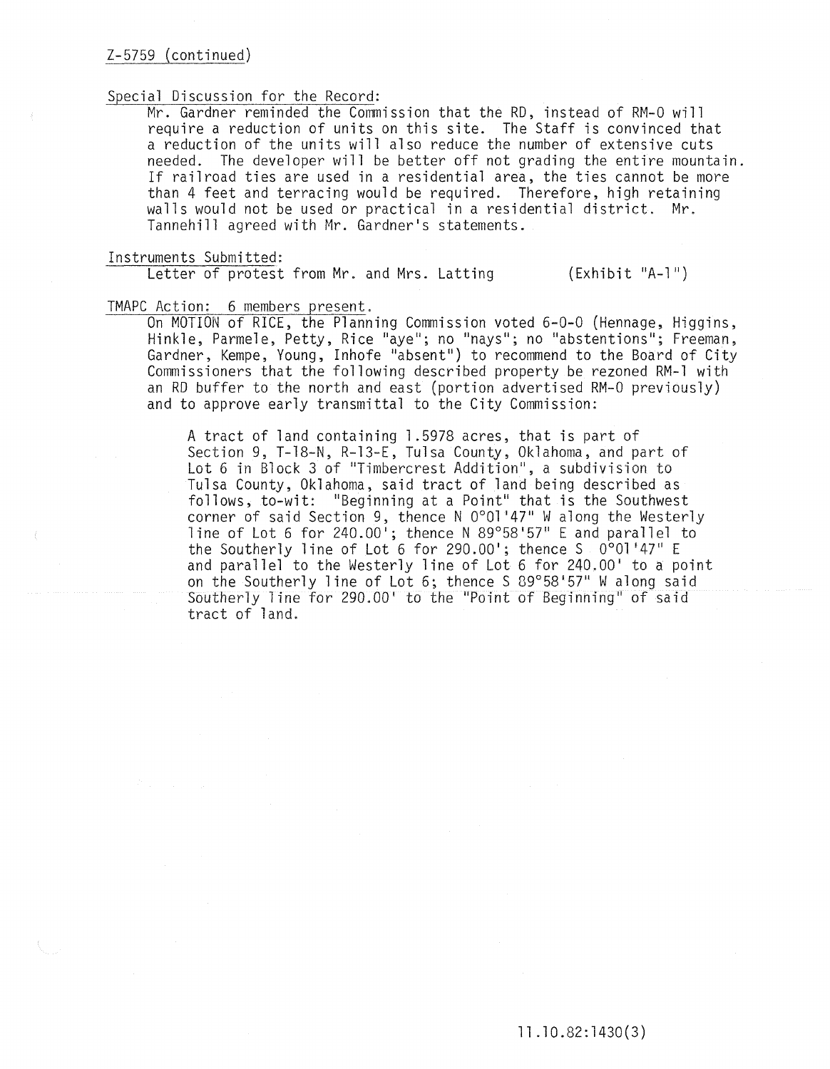Z-5759 (continued)

Special Discussion for the Record:

Mr. Gardner reminded the Commission that the RD, instead of RM-0 will require a reduction of units on this site. The Staff is convinced that a reduction of the units will also reduce the number of extensive cuts needed. The developer will be better off not grading the entire mountain. If railroad ties are used in a residential area, the ties cannot be more than 4 feet and terracing would be required. Therefore, high retaining walls would not be used or practical in a residential district. Mr. Tannehill agreed with Mr. Gardner's statements.

Instruments Submitted:

Letter of protest from Mr. and Mrs. Latting (Exhibit "A-1")

TMAPC Action: 6 members present.

On MOTION of RICE, the Planning Commission voted 6-0-0 (Hennage, Higgins, Hinkle, Parmele, Petty, Rice "aye"; no "nays"; no "abstentions"; Freeman, Gardner, Kempe, Young, Inhofe "absent") to recommend to the Board of City Commissioners that the following described property be rezoned RM-1 with an RD buffer to the north and east (portion advertised RM-0 previously) and to approve early transmittal to the City Commission:

> A tract of land containing 1.5978 acres, that is part of Section 9, T-18-N, R-13-E, Tulsa County, Oklahoma, and part of Lot 6 in Block 3 of "Timbercrest Addition", a subdivision to Tulsa County, Oklahoma, said tract of land being described as follows, to-wit: "Beginning at a Point" that is the Southwest corner of said Section 9, thence N 0°01'47" W along the Westerly line of Lot 6 for 240.00'; thence N 89°58'57" E and parallel to the Southerly line of Lot 6 for 290.00'; thence S 0°01'47" E and parallel to the Westerly line of Lot 6 for 240.00' to a point on the Southerly line of Lot 6; thence S 89°58'57" W along said Southerly line for 290.00' to the "Point of Beginning" of said tract of land.

11.10.82:1430(3)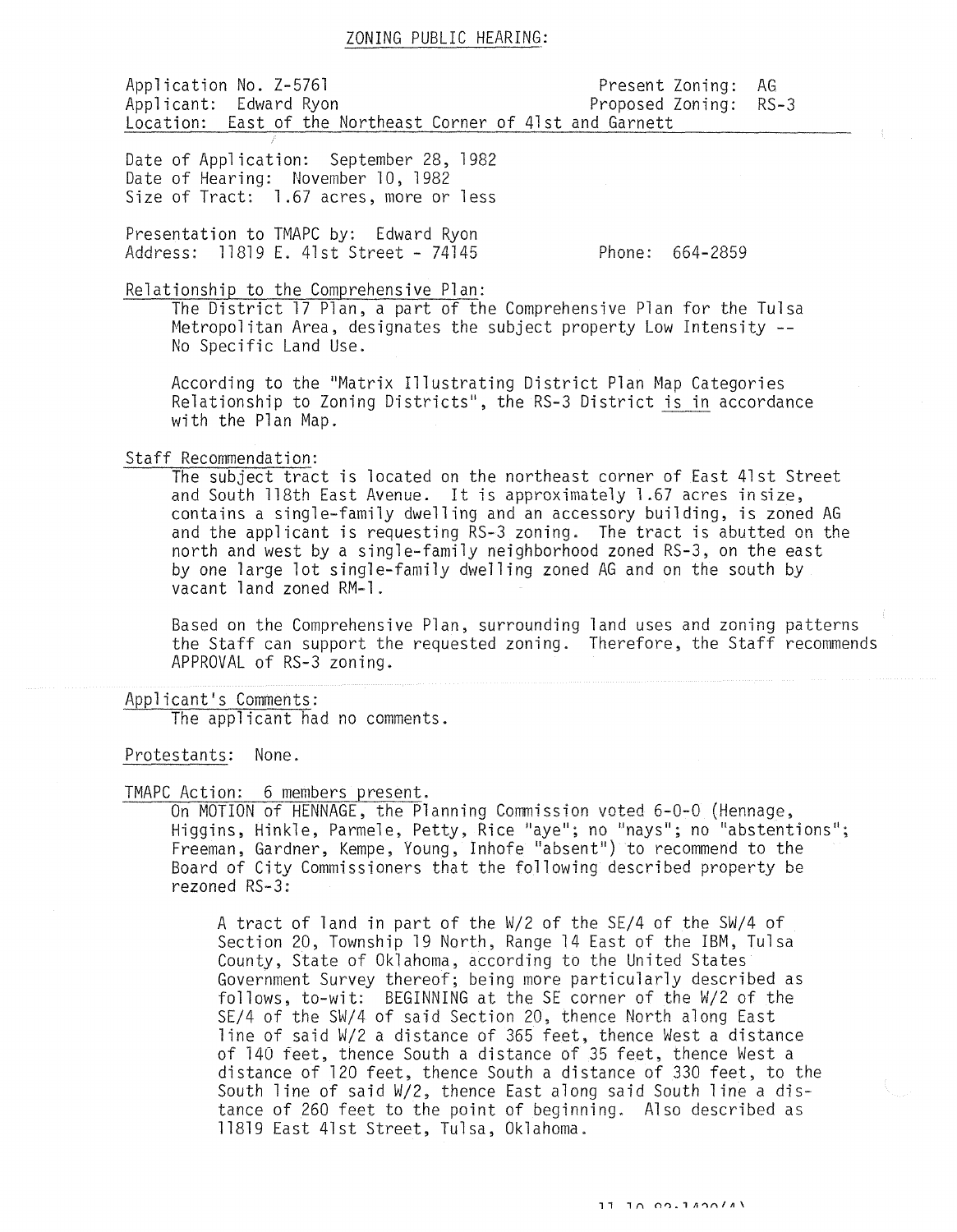## ZONING PUBLIC HEARING:

Application No. Z-5761 Present Zoning: AG
Applicant: Edward Ryon Proposed Zoning: RS-3
Location: East of the Northeast Corner of 41st and Garnett

Date of Application: September 28, 1982
Date of Hearing: November 10, 1982
Size of Tract: 1.67 acres, more or less

Presentation to TMAPC by: Edward Ryon
Address: 11819 E. 41st Street - 74145 Phone: 664-2859

Relationship to the Comprehensive Plan:

The District 17 Plan, a part of the Comprehensive Plan for the Tulsa Metropolitan Area, designates the subject property Low Intensity -- No Specific Land Use.

According to the "Matrix Illustrating District Plan Map Categories Relationship to Zoning Districts", the RS-3 District is in accordance with the Plan Map.

Staff Recommendation:

The subject tract is located on the northeast corner of East 41st Street and South 118th East Avenue. It is approximately 1.67 acres in size, contains a single-family dwelling and an accessory building, is zoned AG and the applicant is requesting RS-3 zoning. The tract is abutted on the north and west by a single-family neighborhood zoned RS-3, on the east by one large lot single-family dwelling zoned AG and on the south by vacant land zoned RM-1.

Based on the Comprehensive Plan, surrounding land uses and zoning patterns the Staff can support the requested zoning. Therefore, the Staff recommends APPROVAL of RS-3 zoning.

Applicant's Comments:

The applicant had no comments.

Protestants: None.

TMAPC Action: 6 members present.

On MOTION of HENNAGE, the Planning Commission voted 6-0-0 (Hennage, Higgins, Hinkle, Parmele, Petty, Rice "aye"; no "nays"; no "abstentions"; Freeman, Gardner, Kempe, Young, Inhofe "absent") to recommend to the Board of City Commissioners that the following described property be rezoned RS-3:

> A tract of land in part of the W/2 of the SE/4 of the SW/4 of Section 20, Township 19 North, Range 14 East of the IBM, Tulsa County, State of Oklahoma, according to the United States Government Survey thereof; being more particularly described as follows, to-wit: BEGINNING at the SE corner of the W/2 of the SE/4 of the SW/4 of said Section 20, thence North along East line of said W/2 a distance of 365 feet, thence West a distance of 140 feet, thence South a distance of 35 feet, thence West a distance of 120 feet, thence South a distance of 330 feet, to the South line of said W/2, thence East along said South line a distance of 260 feet to the point of beginning. Also described as 11819 East 41st Street, Tulsa, Oklahoma.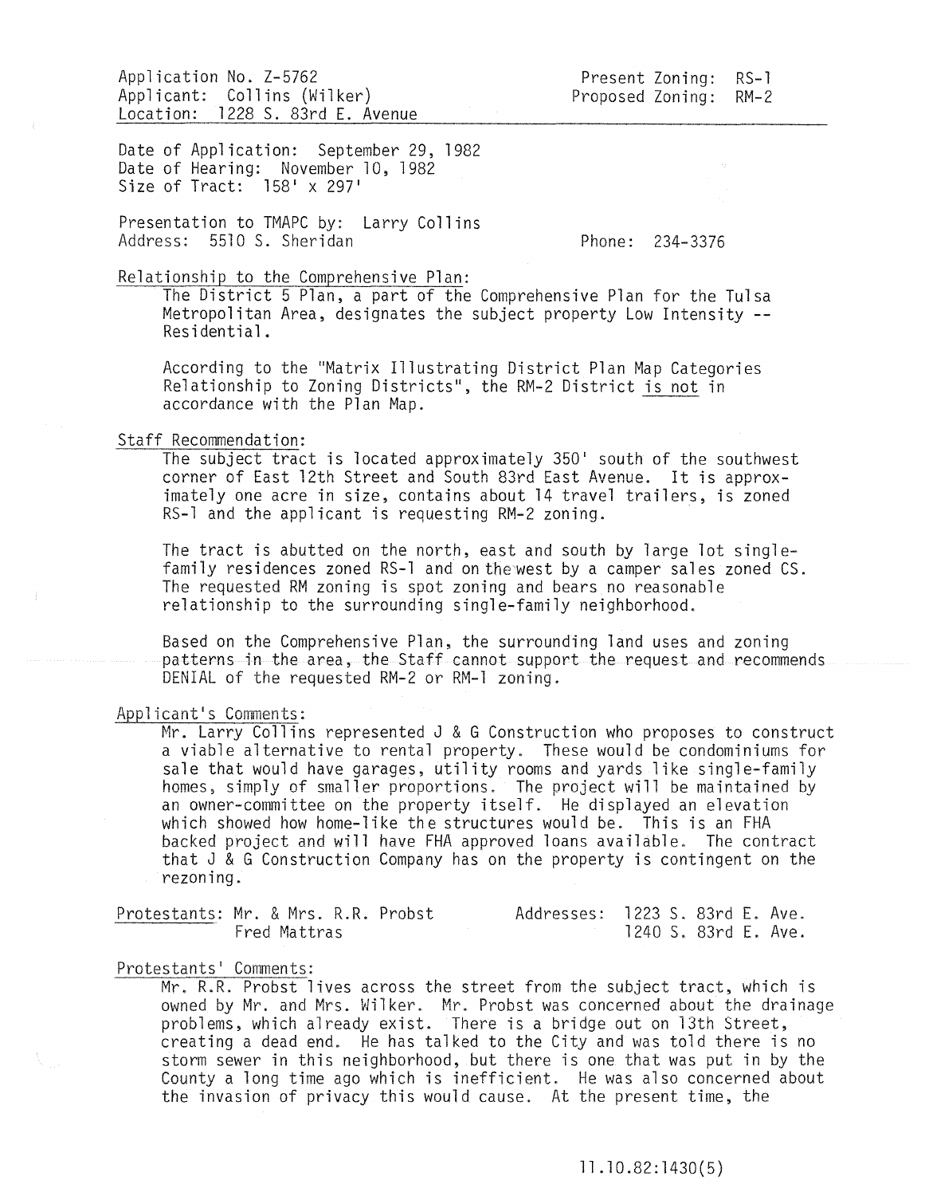Application No. Z-5762
Applicant: Collins (Wilker)
Location: 1228 S. 83rd E. Avenue

Present Zoning: RS-1
Proposed Zoning: RM-2

Date of Application: September 29, 1982
Date of Hearing: November 10, 1982
Size of Tract: 158' x 297'

Presentation to TMAPC by: Larry Collins
Address: 5510 S. Sheridan
Phone: 234-3376

Relationship to the Comprehensive Plan:

The District 5 Plan, a part of the Comprehensive Plan for the Tulsa Metropolitan Area, designates the subject property Low Intensity -- Residential.

According to the "Matrix Illustrating District Plan Map Categories Relationship to Zoning Districts", the RM-2 District is not in accordance with the Plan Map.

Staff Recommendation:

The subject tract is located approximately 350' south of the southwest corner of East 12th Street and South 83rd East Avenue. It is approximately one acre in size, contains about 14 travel trailers, is zoned RS-1 and the applicant is requesting RM-2 zoning.

The tract is abutted on the north, east and south by large lot single-family residences zoned RS-1 and on the west by a camper sales zoned CS. The requested RM zoning is spot zoning and bears no reasonable relationship to the surrounding single-family neighborhood.

Based on the Comprehensive Plan, the surrounding land uses and zoning patterns in the area, the Staff cannot support the request and recommends DENIAL of the requested RM-2 or RM-1 zoning.

Applicant's Comments:

Mr. Larry Collins represented J & G Construction who proposes to construct a viable alternative to rental property. These would be condominiums for sale that would have garages, utility rooms and yards like single-family homes, simply of smaller proportions. The project will be maintained by an owner-committee on the property itself. He displayed an elevation which showed how home-like the structures would be. This is an FHA backed project and will have FHA approved loans available. The contract that J & G Construction Company has on the property is contingent on the rezoning.

Protestants: Mr. & Mrs. R.R. Probst — Addresses: 1223 S. 83rd E. Ave.
Fred Mattras — 1240 S. 83rd E. Ave.

Protestants' Comments:

Mr. R.R. Probst lives across the street from the subject tract, which is owned by Mr. and Mrs. Wilker. Mr. Probst was concerned about the drainage problems, which already exist. There is a bridge out on 13th Street, creating a dead end. He has talked to the City and was told there is no storm sewer in this neighborhood, but there is one that was put in by the County a long time ago which is inefficient. He was also concerned about the invasion of privacy this would cause. At the present time, the

11.10.82:1430(5)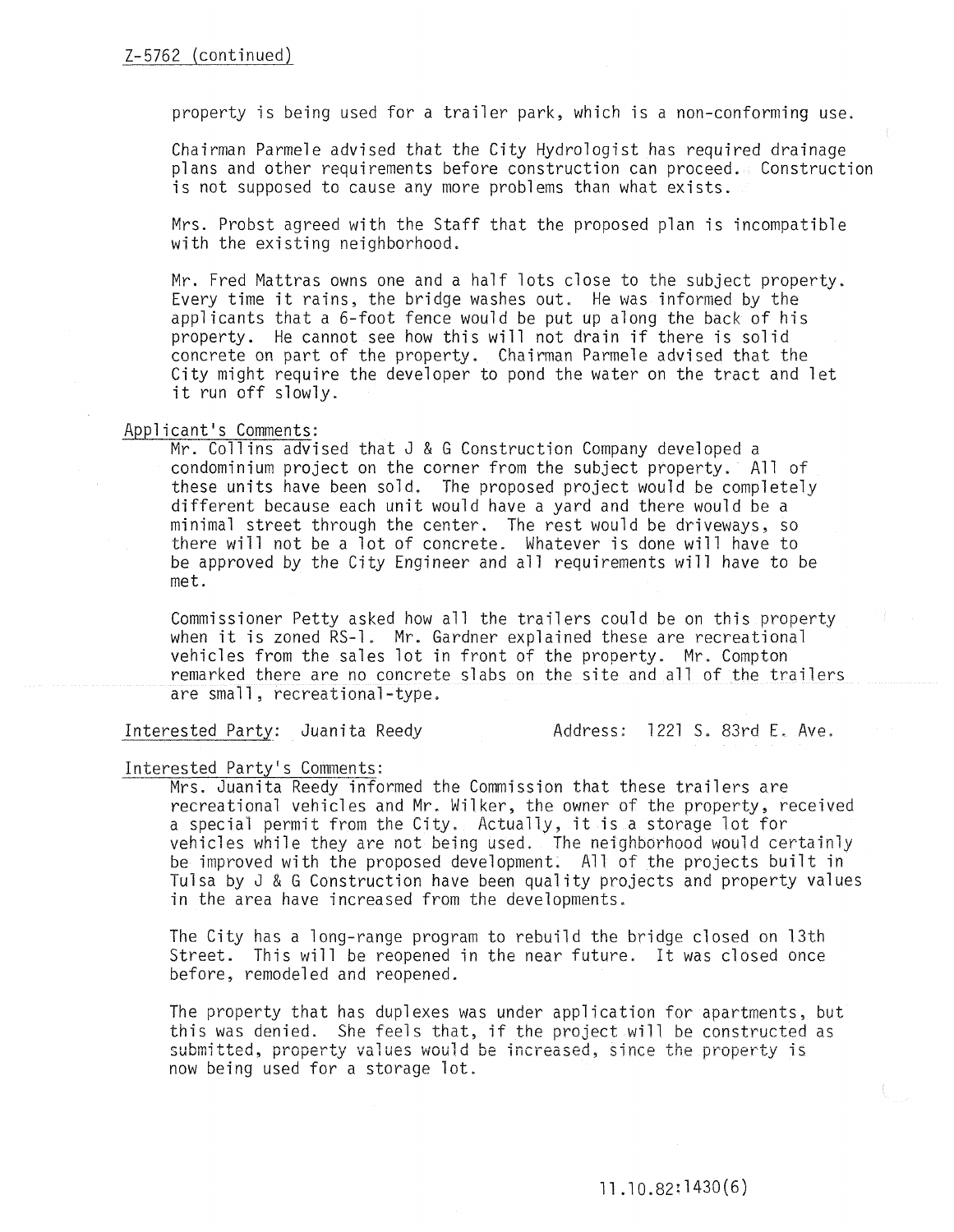Z-5762 (continued)

property is being used for a trailer park, which is a non-conforming use.

Chairman Parmele advised that the City Hydrologist has required drainage plans and other requirements before construction can proceed. Construction is not supposed to cause any more problems than what exists.

Mrs. Probst agreed with the Staff that the proposed plan is incompatible with the existing neighborhood.

Mr. Fred Mattras owns one and a half lots close to the subject property. Every time it rains, the bridge washes out. He was informed by the applicants that a 6-foot fence would be put up along the back of his property. He cannot see how this will not drain if there is solid concrete on part of the property. Chairman Parmele advised that the City might require the developer to pond the water on the tract and let it run off slowly.

Applicant's Comments:

Mr. Collins advised that J & G Construction Company developed a condominium project on the corner from the subject property. All of these units have been sold. The proposed project would be completely different because each unit would have a yard and there would be a minimal street through the center. The rest would be driveways, so there will not be a lot of concrete. Whatever is done will have to be approved by the City Engineer and all requirements will have to be met.

Commissioner Petty asked how all the trailers could be on this property when it is zoned RS-1. Mr. Gardner explained these are recreational vehicles from the sales lot in front of the property. Mr. Compton remarked there are no concrete slabs on the site and all of the trailers are small, recreational-type.

Interested Party: Juanita Reedy          Address: 1221 S. 83rd E. Ave.

Interested Party's Comments:

Mrs. Juanita Reedy informed the Commission that these trailers are recreational vehicles and Mr. Wilker, the owner of the property, received a special permit from the City. Actually, it is a storage lot for vehicles while they are not being used. The neighborhood would certainly be improved with the proposed development. All of the projects built in Tulsa by J & G Construction have been quality projects and property values in the area have increased from the developments.

The City has a long-range program to rebuild the bridge closed on 13th Street. This will be reopened in the near future. It was closed once before, remodeled and reopened.

The property that has duplexes was under application for apartments, but this was denied. She feels that, if the project will be constructed as submitted, property values would be increased, since the property is now being used for a storage lot.

11.10.82:1430(6)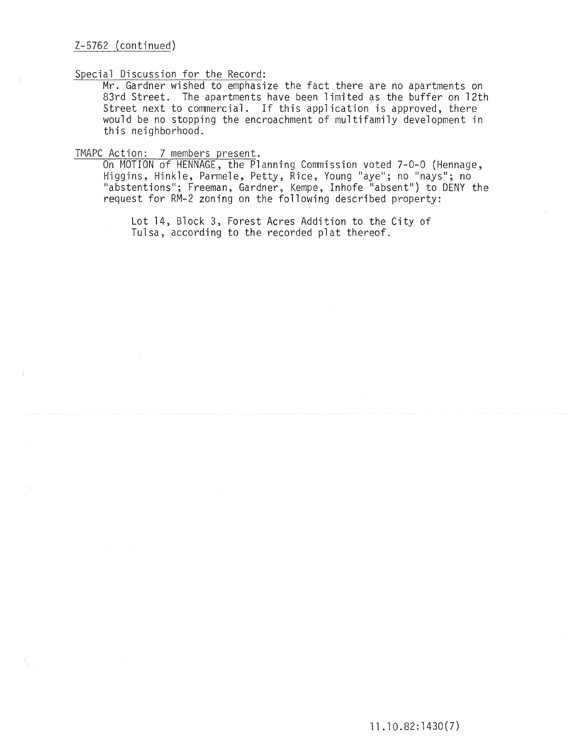Z-5762 (continued)

Special Discussion for the Record:

Mr. Gardner wished to emphasize the fact there are no apartments on 83rd Street. The apartments have been limited as the buffer on 12th Street next to commercial. If this application is approved, there would be no stopping the encroachment of multifamily development in this neighborhood.

TMAPC Action: 7 members present.

On MOTION of HENNAGE, the Planning Commission voted 7-0-0 (Hennage, Higgins, Hinkle, Parmele, Petty, Rice, Young "aye"; no "nays"; no "abstentions"; Freeman, Gardner, Kempe, Inhofe "absent") to DENY the request for RM-2 zoning on the following described property:

Lot 14, Block 3, Forest Acres Addition to the City of Tulsa, according to the recorded plat thereof.

11.10.82:1430(7)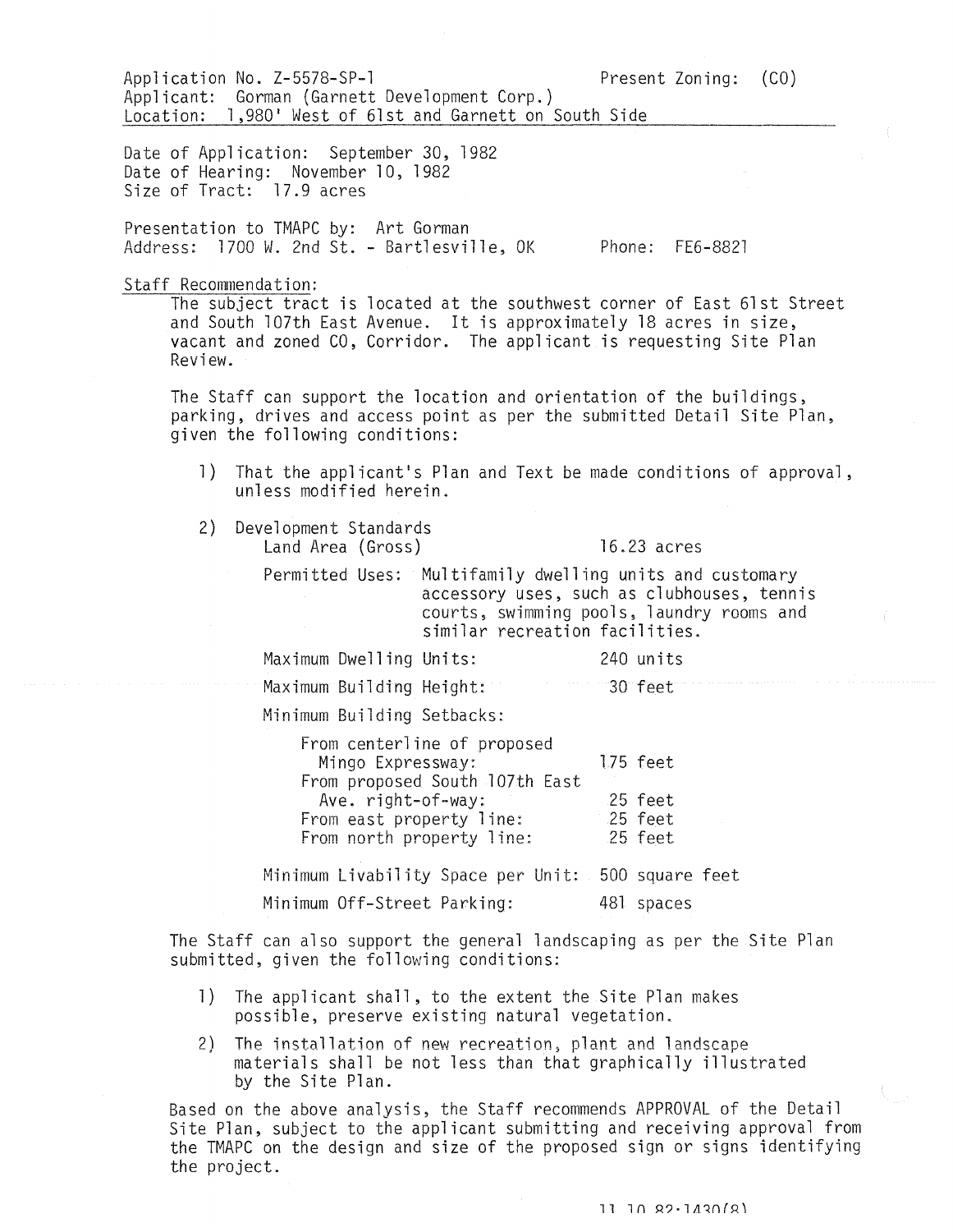Application No. Z-5578-SP-1 Present Zoning: (CO)
Applicant: Gorman (Garnett Development Corp.)
Location: 1,980' West of 61st and Garnett on South Side

Date of Application: September 30, 1982
Date of Hearing: November 10, 1982
Size of Tract: 17.9 acres

Presentation to TMAPC by: Art Gorman
Address: 1700 W. 2nd St. - Bartlesville, OK Phone: FE6-8821

Staff Recommendation:

The subject tract is located at the southwest corner of East 61st Street and South 107th East Avenue. It is approximately 18 acres in size, vacant and zoned CO, Corridor. The applicant is requesting Site Plan Review.

The Staff can support the location and orientation of the buildings, parking, drives and access point as per the submitted Detail Site Plan, given the following conditions:

1) That the applicant's Plan and Text be made conditions of approval, unless modified herein.

2) Development Standards

   Land Area (Gross) 16.23 acres

   Permitted Uses: Multifamily dwelling units and customary accessory uses, such as clubhouses, tennis courts, swimming pools, laundry rooms and similar recreation facilities.

   Maximum Dwelling Units: 240 units

   Maximum Building Height: 30 feet

   Minimum Building Setbacks:

   From centerline of proposed Mingo Expressway: 175 feet
   From proposed South 107th East Ave. right-of-way: 25 feet
   From east property line: 25 feet
   From north property line: 25 feet

   Minimum Livability Space per Unit: 500 square feet

   Minimum Off-Street Parking: 481 spaces

The Staff can also support the general landscaping as per the Site Plan submitted, given the following conditions:

1) The applicant shall, to the extent the Site Plan makes possible, preserve existing natural vegetation.

2) The installation of new recreation, plant and landscape materials shall be not less than that graphically illustrated by the Site Plan.

Based on the above analysis, the Staff recommends APPROVAL of the Detail Site Plan, subject to the applicant submitting and receiving approval from the TMAPC on the design and size of the proposed sign or signs identifying the project.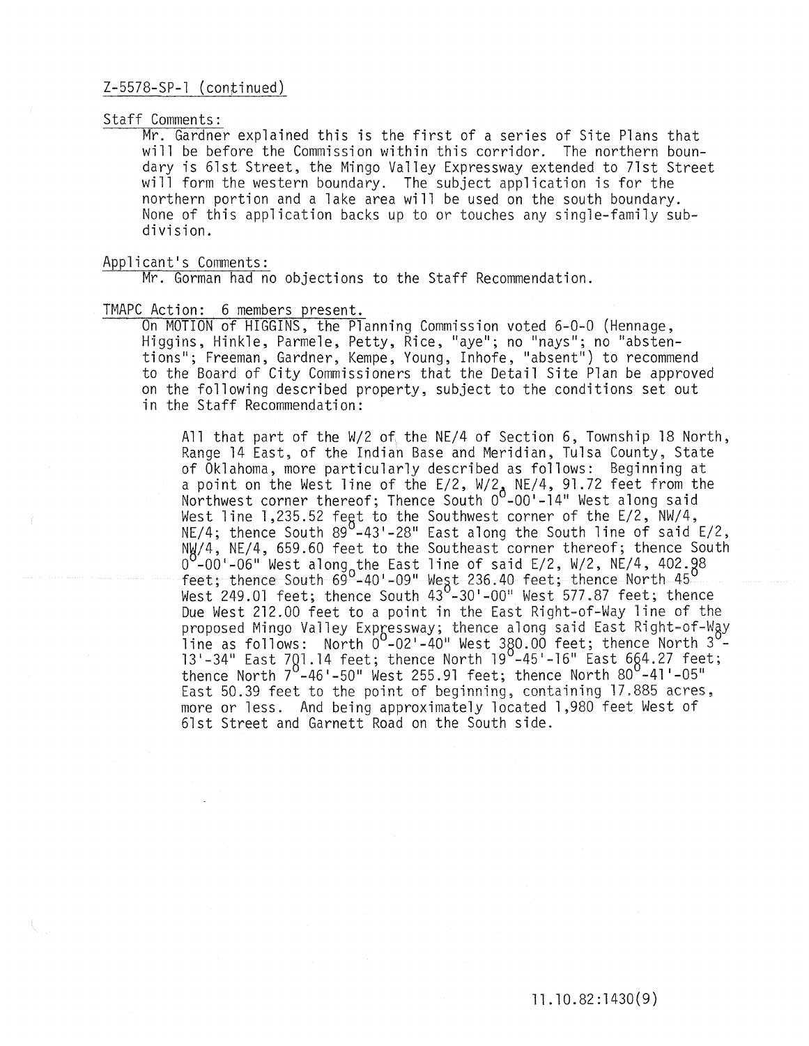Z-5578-SP-1 (continued)

Staff Comments:

Mr. Gardner explained this is the first of a series of Site Plans that will be before the Commission within this corridor. The northern boundary is 61st Street, the Mingo Valley Expressway extended to 71st Street will form the western boundary. The subject application is for the northern portion and a lake area will be used on the south boundary. None of this application backs up to or touches any single-family subdivision.

Applicant's Comments:

Mr. Gorman had no objections to the Staff Recommendation.

TMAPC Action: 6 members present.

On MOTION of HIGGINS, the Planning Commission voted 6-0-0 (Hennage, Higgins, Hinkle, Parmele, Petty, Rice, "aye"; no "nays"; no "abstentions"; Freeman, Gardner, Kempe, Young, Inhofe, "absent") to recommend to the Board of City Commissioners that the Detail Site Plan be approved on the following described property, subject to the conditions set out in the Staff Recommendation:

> All that part of the W/2 of the NE/4 of Section 6, Township 18 North, Range 14 East, of the Indian Base and Meridian, Tulsa County, State of Oklahoma, more particularly described as follows: Beginning at a point on the West line of the E/2, W/2, NE/4, 91.72 feet from the Northwest corner thereof; Thence South 0°-00'-14" West along said West line 1,235.52 feet to the Southwest corner of the E/2, NW/4, NE/4; thence South 89°-43'-28" East along the South line of said E/2, NW/4, NE/4, 659.60 feet to the Southeast corner thereof; thence South 0°-00'-06" West along the East line of said E/2, W/2, NE/4, 402.98 feet; thence South 69°-40'-09" West 236.40 feet; thence North 45° West 249.01 feet; thence South 43°-30'-00" West 577.87 feet; thence Due West 212.00 feet to a point in the East Right-of-Way line of the proposed Mingo Valley Expressway; thence along said East Right-of-Way line as follows: North 0°-02'-40" West 380.00 feet; thence North 3°-13'-34" East 701.14 feet; thence North 19°-45'-16" East 664.27 feet; thence North 7°-46'-50" West 255.91 feet; thence North 80°-41'-05" East 50.39 feet to the point of beginning, containing 17.885 acres, more or less. And being approximately located 1,980 feet West of 61st Street and Garnett Road on the South side.

11.10.82:1430(9)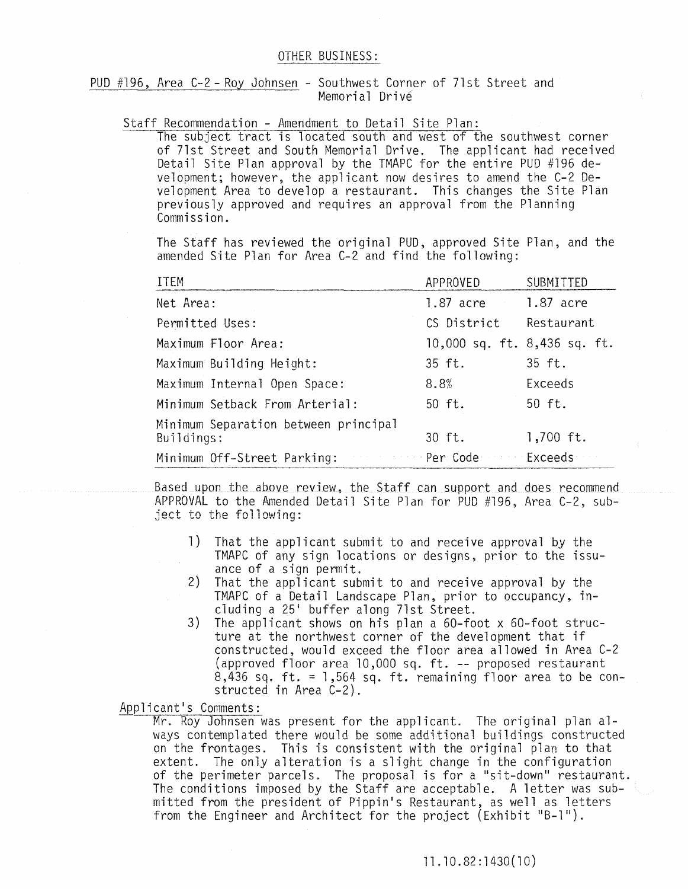## OTHER BUSINESS:

PUD #196, Area C-2 - Roy Johnsen - Southwest Corner of 71st Street and Memorial Drive

### Staff Recommendation - Amendment to Detail Site Plan:

The subject tract is located south and west of the southwest corner of 71st Street and South Memorial Drive. The applicant had received Detail Site Plan approval by the TMAPC for the entire PUD #196 development; however, the applicant now desires to amend the C-2 Development Area to develop a restaurant. This changes the Site Plan previously approved and requires an approval from the Planning Commission.

The Staff has reviewed the original PUD, approved Site Plan, and the amended Site Plan for Area C-2 and find the following:

| ITEM | APPROVED | SUBMITTED |
|---|---|---|
| Net Area: | 1.87 acre | 1.87 acre |
| Permitted Uses: | CS District | Restaurant |
| Maximum Floor Area: | 10,000 sq. ft. | 8,436 sq. ft. |
| Maximum Building Height: | 35 ft. | 35 ft. |
| Maximum Internal Open Space: | 8.8% | Exceeds |
| Minimum Setback From Arterial: | 50 ft. | 50 ft. |
| Minimum Separation between principal Buildings: | 30 ft. | 1,700 ft. |
| Minimum Off-Street Parking: | Per Code | Exceeds |

Based upon the above review, the Staff can support and does recommend APPROVAL to the Amended Detail Site Plan for PUD #196, Area C-2, subject to the following:

1) That the applicant submit to and receive approval by the TMAPC of any sign locations or designs, prior to the issuance of a sign permit.
2) That the applicant submit to and receive approval by the TMAPC of a Detail Landscape Plan, prior to occupancy, including a 25' buffer along 71st Street.
3) The applicant shows on his plan a 60-foot x 60-foot structure at the northwest corner of the development that if constructed, would exceed the floor area allowed in Area C-2 (approved floor area 10,000 sq. ft. -- proposed restaurant 8,436 sq. ft. = 1,564 sq. ft. remaining floor area to be constructed in Area C-2).

### Applicant's Comments:

Mr. Roy Johnsen was present for the applicant. The original plan always contemplated there would be some additional buildings constructed on the frontages. This is consistent with the original plan to that extent. The only alteration is a slight change in the configuration of the perimeter parcels. The proposal is for a "sit-down" restaurant. The conditions imposed by the Staff are acceptable. A letter was submitted from the president of Pippin's Restaurant, as well as letters from the Engineer and Architect for the project (Exhibit "B-1").

11.10.82:1430(10)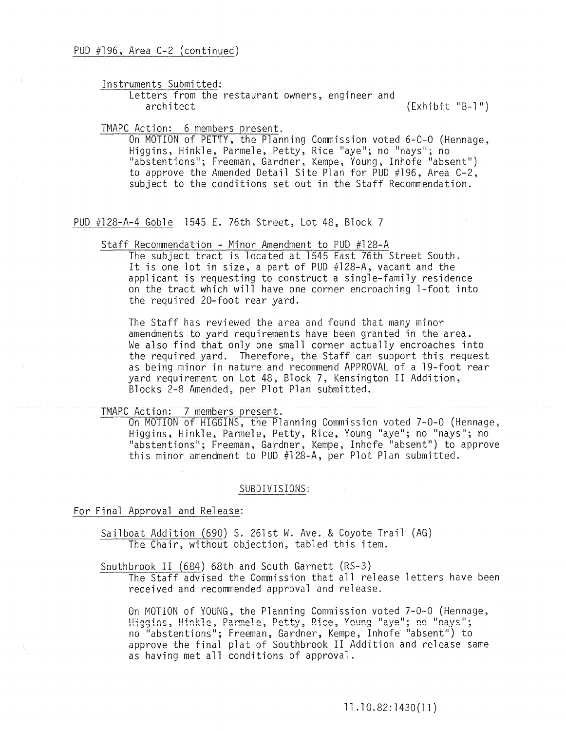PUD #196, Area C-2 (continued)

Instruments Submitted:
Letters from the restaurant owners, engineer and architect (Exhibit "B-1")

TMAPC Action: 6 members present.
On MOTION of PETTY, the Planning Commission voted 6-0-0 (Hennage, Higgins, Hinkle, Parmele, Petty, Rice "aye"; no "nays"; no "abstentions"; Freeman, Gardner, Kempe, Young, Inhofe "absent") to approve the Amended Detail Site Plan for PUD #196, Area C-2, subject to the conditions set out in the Staff Recommendation.

PUD #128-A-4 Goble 1545 E. 76th Street, Lot 48, Block 7

Staff Recommendation - Minor Amendment to PUD #128-A
The subject tract is located at 1545 East 76th Street South. It is one lot in size, a part of PUD #128-A, vacant and the applicant is requesting to construct a single-family residence on the tract which will have one corner encroaching 1-foot into the required 20-foot rear yard.

The Staff has reviewed the area and found that many minor amendments to yard requirements have been granted in the area. We also find that only one small corner actually encroaches into the required yard. Therefore, the Staff can support this request as being minor in nature and recommend APPROVAL of a 19-foot rear yard requirement on Lot 48, Block 7, Kensington II Addition, Blocks 2-8 Amended, per Plot Plan submitted.

TMAPC Action: 7 members present.
On MOTION of HIGGINS, the Planning Commission voted 7-0-0 (Hennage, Higgins, Hinkle, Parmele, Petty, Rice, Young "aye"; no "nays"; no "abstentions"; Freeman, Gardner, Kempe, Inhofe "absent") to approve this minor amendment to PUD #128-A, per Plot Plan submitted.

SUBDIVISIONS:

For Final Approval and Release:

Sailboat Addition (690) S. 261st W. Ave. & Coyote Trail (AG)
The Chair, without objection, tabled this item.

Southbrook II (684) 68th and South Garnett (RS-3)
The Staff advised the Commission that all release letters have been received and recommended approval and release.

On MOTION of YOUNG, the Planning Commission voted 7-0-0 (Hennage, Higgins, Hinkle, Parmele, Petty, Rice, Young "aye"; no "nays"; no "abstentions"; Freeman, Gardner, Kempe, Inhofe "absent") to approve the final plat of Southbrook II Addition and release same as having met all conditions of approval.

11.10.82:1430(11)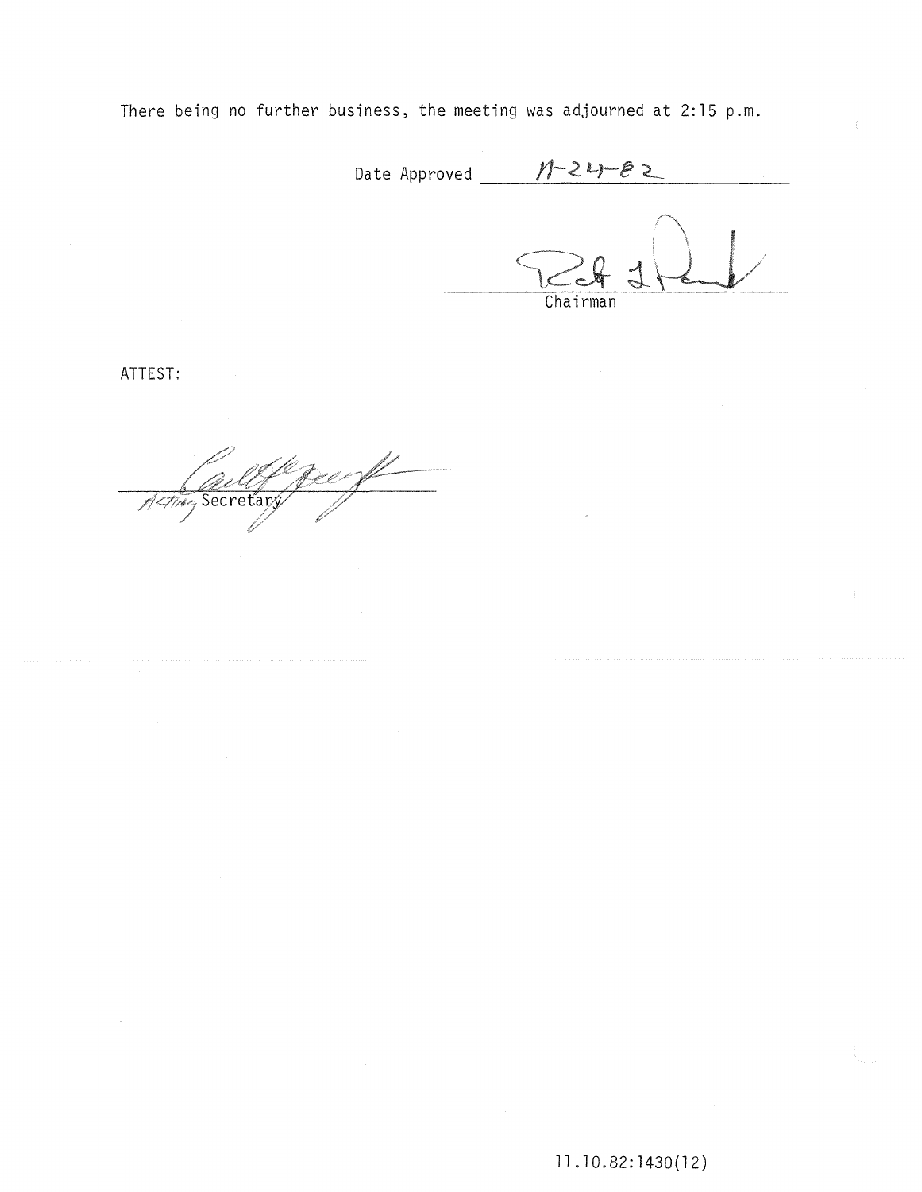There being no further business, the meeting was adjourned at 2:15 p.m.

Date Approved 11-24-82

Chairman

ATTEST:

Acting Secretary

11.10.82:1430(12)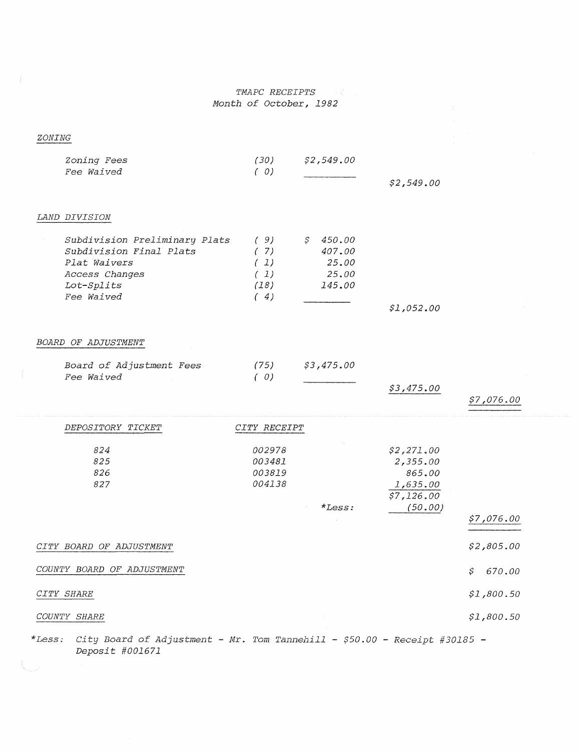# TMAPC RECEIPTS
## Month of October, 1982

### ZONING

| | | | | |
|---|---|---|---|---|
| Zoning Fees | (30) | $2,549.00 | | |
| Fee Waived | ( 0) | | $2,549.00 | |

### LAND DIVISION

| | | | | |
|---|---|---|---|---|
| Subdivision Preliminary Plats | ( 9) | $ 450.00 | | |
| Subdivision Final Plats | ( 7) | 407.00 | | |
| Plat Waivers | ( 1) | 25.00 | | |
| Access Changes | ( 1) | 25.00 | | |
| Lot-Splits | (18) | 145.00 | | |
| Fee Waived | ( 4) | | $1,052.00 | |

### BOARD OF ADJUSTMENT

| | | | | |
|---|---|---|---|---|
| Board of Adjustment Fees | (75) | $3,475.00 | | |
| Fee Waived | ( 0) | | $3,475.00 | |
| | | | | $7,076.00 |

| DEPOSITORY TICKET | CITY RECEIPT | | | |
|---|---|---|---|---|
| 824 | 002978 | | $2,271.00 | |
| 825 | 003481 | | 2,355.00 | |
| 826 | 003819 | | 865.00 | |
| 827 | 004138 | | 1,635.00 | |
| | | | $7,126.00 | |
| | | *Less: | (50.00) | |
| | | | | $7,076.00 |

| | |
|---|---|
| CITY BOARD OF ADJUSTMENT | $2,805.00 |
| COUNTY BOARD OF ADJUSTMENT | $ 670.00 |
| CITY SHARE | $1,800.50 |
| COUNTY SHARE | $1,800.50 |

*Less: City Board of Adjustment - Mr. Tom Tannehill - $50.00 - Receipt #30185 - Deposit #001671